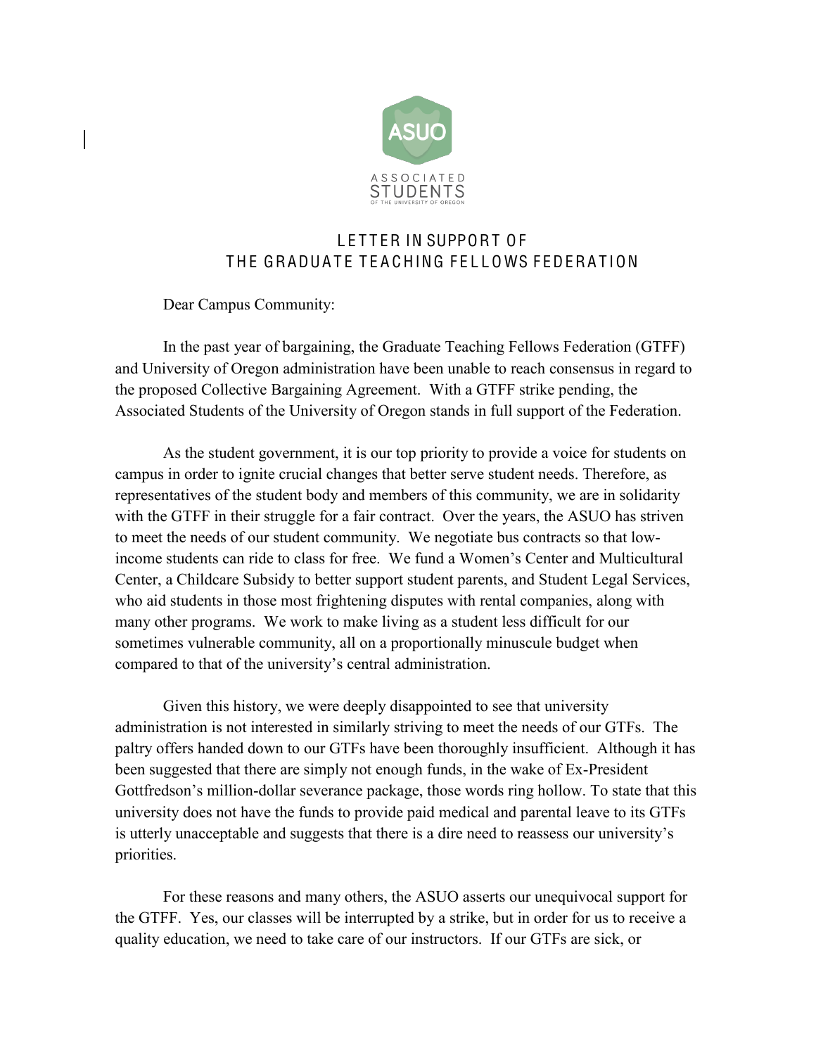ASUO

ASSOCIATED STUDENTS OF THE UNIVERSITY OF OREGON

## LETTER IN SUPPORT OF THE GRADUATE TEACHING FELLOWS FEDERATION

Dear Campus Community:

In the past year of bargaining, the Graduate Teaching Fellows Federation (GTFF) and University of Oregon administration have been unable to reach consensus in regard to the proposed Collective Bargaining Agreement. With a GTFF strike pending, the Associated Students of the University of Oregon stands in full support of the Federation.

As the student government, it is our top priority to provide a voice for students on campus in order to ignite crucial changes that better serve student needs. Therefore, as representatives of the student body and members of this community, we are in solidarity with the GTFF in their struggle for a fair contract. Over the years, the ASUO has striven to meet the needs of our student community. We negotiate bus contracts so that low-income students can ride to class for free. We fund a Women's Center and Multicultural Center, a Childcare Subsidy to better support student parents, and Student Legal Services, who aid students in those most frightening disputes with rental companies, along with many other programs. We work to make living as a student less difficult for our sometimes vulnerable community, all on a proportionally minuscule budget when compared to that of the university's central administration.

Given this history, we were deeply disappointed to see that university administration is not interested in similarly striving to meet the needs of our GTFs. The paltry offers handed down to our GTFs have been thoroughly insufficient. Although it has been suggested that there are simply not enough funds, in the wake of Ex-President Gottfredson's million-dollar severance package, those words ring hollow. To state that this university does not have the funds to provide paid medical and parental leave to its GTFs is utterly unacceptable and suggests that there is a dire need to reassess our university's priorities.

For these reasons and many others, the ASUO asserts our unequivocal support for the GTFF. Yes, our classes will be interrupted by a strike, but in order for us to receive a quality education, we need to take care of our instructors. If our GTFs are sick, or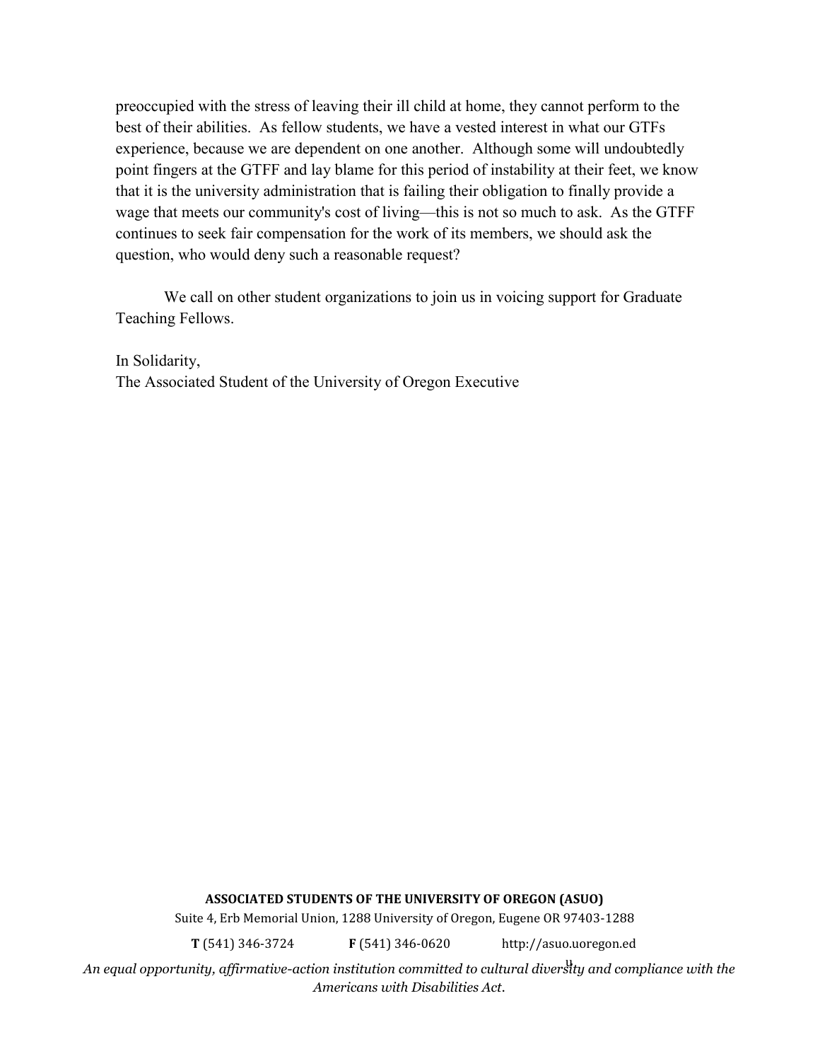preoccupied with the stress of leaving their ill child at home, they cannot perform to the best of their abilities. As fellow students, we have a vested interest in what our GTFs experience, because we are dependent on one another. Although some will undoubtedly point fingers at the GTFF and lay blame for this period of instability at their feet, we know that it is the university administration that is failing their obligation to finally provide a wage that meets our community's cost of living—this is not so much to ask. As the GTFF continues to seek fair compensation for the work of its members, we should ask the question, who would deny such a reasonable request?

We call on other student organizations to join us in voicing support for Graduate Teaching Fellows.

In Solidarity,
The Associated Student of the University of Oregon Executive

**ASSOCIATED STUDENTS OF THE UNIVERSITY OF OREGON (ASUO)**
Suite 4, Erb Memorial Union, 1288 University of Oregon, Eugene OR 97403-1288

**T** (541) 346-3724 **F** (541) 346-0620 http://asuo.uoregon.edu

*An equal opportunity, affirmative-action institution committed to cultural diversity and compliance with the Americans with Disabilities Act.*